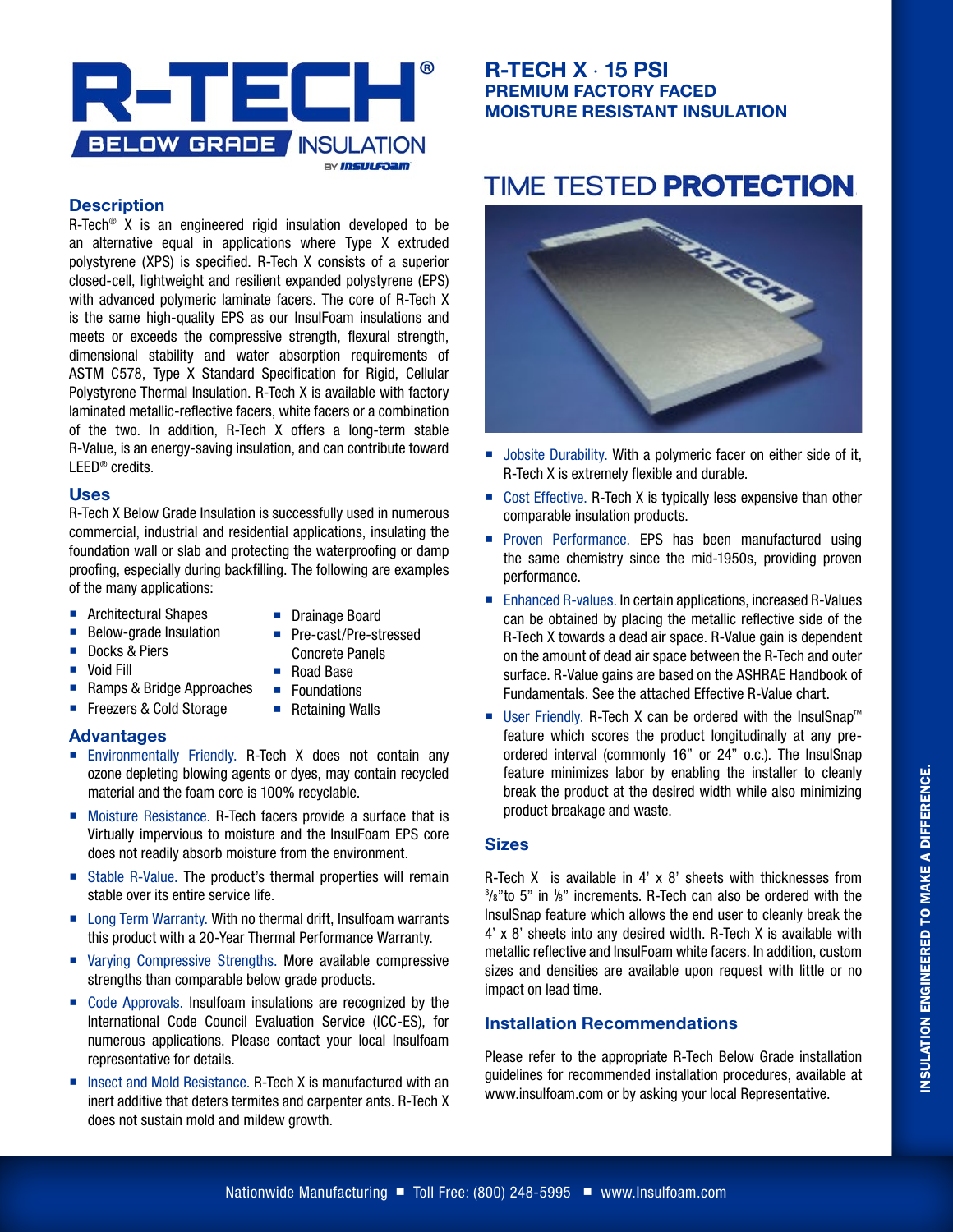# R-TECH® BELOW GRADE INSULATION

BY INSULFOAM

## R-TECH X · 15 PSI
### PREMIUM FACTORY FACED MOISTURE RESISTANT INSULATION

## Description

R-Tech® X is an engineered rigid insulation developed to be an alternative equal in applications where Type X extruded polystyrene (XPS) is specified. R-Tech X consists of a superior closed-cell, lightweight and resilient expanded polystyrene (EPS) with advanced polymeric laminate facers. The core of R-Tech X is the same high-quality EPS as our InsulFoam insulations and meets or exceeds the compressive strength, flexural strength, dimensional stability and water absorption requirements of ASTM C578, Type X Standard Specification for Rigid, Cellular Polystyrene Thermal Insulation. R-Tech X is available with factory laminated metallic-reflective facers, white facers or a combination of the two. In addition, R-Tech X offers a long-term stable R-Value, is an energy-saving insulation, and can contribute toward LEED® credits.

## Uses

R-Tech X Below Grade Insulation is successfully used in numerous commercial, industrial and residential applications, insulating the foundation wall or slab and protecting the waterproofing or damp proofing, especially during backfilling. The following are examples of the many applications:

- Architectural Shapes
- Below-grade Insulation
- Docks & Piers
- Void Fill
- Ramps & Bridge Approaches
- Freezers & Cold Storage
- Drainage Board
- Pre-cast/Pre-stressed Concrete Panels
- Road Base
- Foundations
- Retaining Walls

## Advantages

- **Environmentally Friendly.** R-Tech X does not contain any ozone depleting blowing agents or dyes, may contain recycled material and the foam core is 100% recyclable.
- **Moisture Resistance.** R-Tech facers provide a surface that is Virtually impervious to moisture and the InsulFoam EPS core does not readily absorb moisture from the environment.
- **Stable R-Value.** The product's thermal properties will remain stable over its entire service life.
- **Long Term Warranty.** With no thermal drift, Insulfoam warrants this product with a 20-Year Thermal Performance Warranty.
- **Varying Compressive Strengths.** More available compressive strengths than comparable below grade products.
- **Code Approvals.** Insulfoam insulations are recognized by the International Code Council Evaluation Service (ICC-ES), for numerous applications. Please contact your local Insulfoam representative for details.
- **Insect and Mold Resistance.** R-Tech X is manufactured with an inert additive that deters termites and carpenter ants. R-Tech X does not sustain mold and mildew growth.

## TIME TESTED PROTECTION

- **Jobsite Durability.** With a polymeric facer on either side of it, R-Tech X is extremely flexible and durable.
- **Cost Effective.** R-Tech X is typically less expensive than other comparable insulation products.
- **Proven Performance.** EPS has been manufactured using the same chemistry since the mid-1950s, providing proven performance.
- **Enhanced R-values.** In certain applications, increased R-Values can be obtained by placing the metallic reflective side of the R-Tech X towards a dead air space. R-Value gain is dependent on the amount of dead air space between the R-Tech and outer surface. R-Value gains are based on the ASHRAE Handbook of Fundamentals. See the attached Effective R-Value chart.
- **User Friendly.** R-Tech X can be ordered with the InsulSnap™ feature which scores the product longitudinally at any pre-ordered interval (commonly 16" or 24" o.c.). The InsulSnap feature minimizes labor by enabling the installer to cleanly break the product at the desired width while also minimizing product breakage and waste.

## Sizes

R-Tech X is available in 4' x 8' sheets with thicknesses from 3/8" to 5" in 1/8" increments. R-Tech can also be ordered with the InsulSnap feature which allows the end user to cleanly break the 4' x 8' sheets into any desired width. R-Tech X is available with metallic reflective and InsulFoam white facers. In addition, custom sizes and densities are available upon request with little or no impact on lead time.

## Installation Recommendations

Please refer to the appropriate R-Tech Below Grade installation guidelines for recommended installation procedures, available at www.insulfoam.com or by asking your local Representative.

INSULATION ENGINEERED TO MAKE A DIFFERENCE.

Nationwide Manufacturing ■ Toll Free: (800) 248-5995 ■ www.Insulfoam.com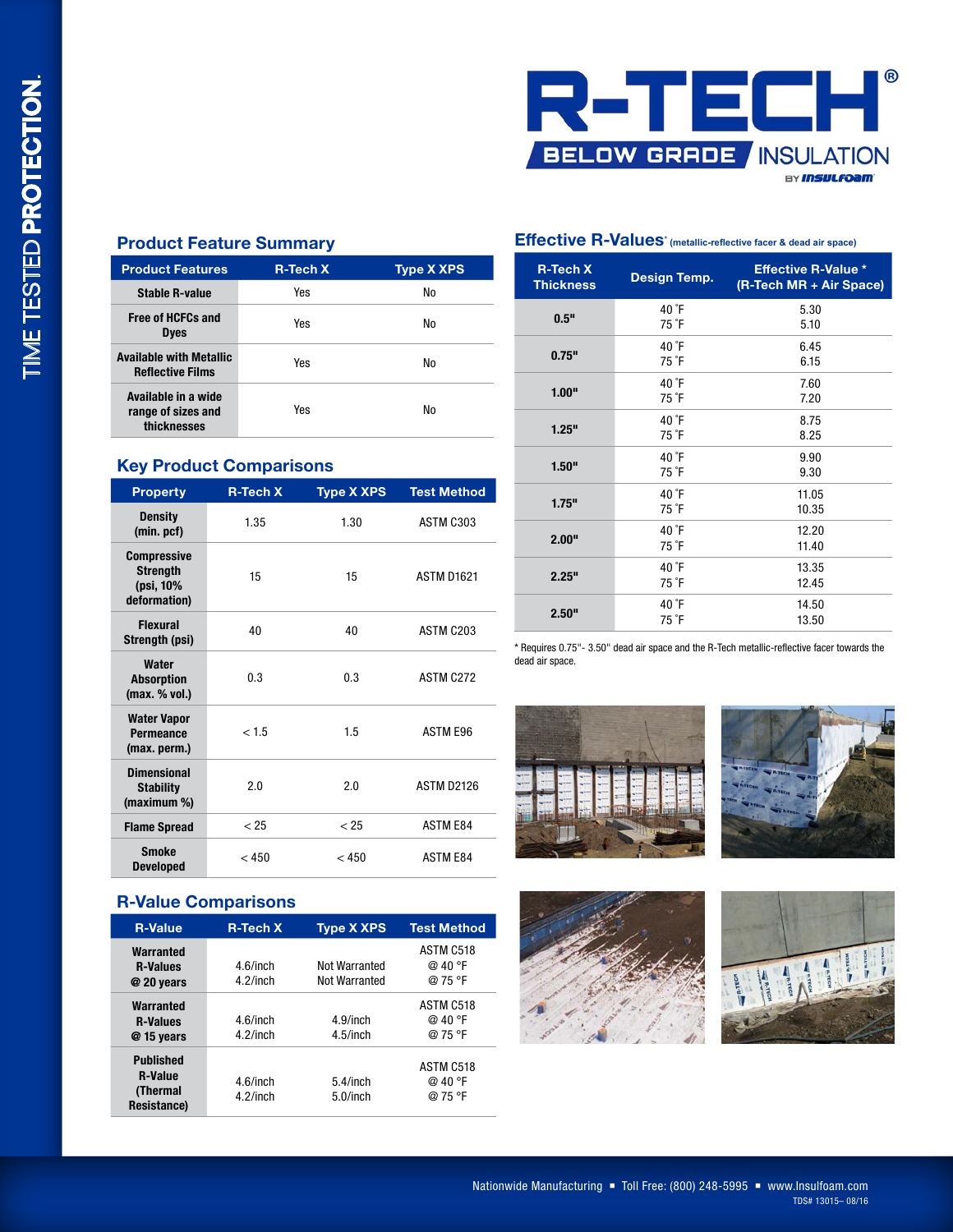TIME TESTED **PROTECTION.**

# R-TECH®

BELOW GRADE INSULATION

BY INSULFOAM

## Product Feature Summary

| Product Features | R-Tech X | Type X XPS |
|---|---|---|
| Stable R-value | Yes | No |
| Free of HCFCs and Dyes | Yes | No |
| Available with Metallic Reflective Films | Yes | No |
| Available in a wide range of sizes and thicknesses | Yes | No |

## Key Product Comparisons

| Property | R-Tech X | Type X XPS | Test Method |
|---|---|---|---|
| Density (min. pcf) | 1.35 | 1.30 | ASTM C303 |
| Compressive Strength (psi, 10% deformation) | 15 | 15 | ASTM D1621 |
| Flexural Strength (psi) | 40 | 40 | ASTM C203 |
| Water Absorption (max. % vol.) | 0.3 | 0.3 | ASTM C272 |
| Water Vapor Permeance (max. perm.) | < 1.5 | 1.5 | ASTM E96 |
| Dimensional Stability (maximum %) | 2.0 | 2.0 | ASTM D2126 |
| Flame Spread | < 25 | < 25 | ASTM E84 |
| Smoke Developed | < 450 | < 450 | ASTM E84 |

## R-Value Comparisons

| R-Value | R-Tech X | Type X XPS | Test Method |
|---|---|---|---|
| Warranted R-Values @ 20 years | 4.6/inch<br>4.2/inch | Not Warranted<br>Not Warranted | ASTM C518<br>@ 40 °F<br>@ 75 °F |
| Warranted R-Values @ 15 years | 4.6/inch<br>4.2/inch | 4.9/inch<br>4.5/inch | ASTM C518<br>@ 40 °F<br>@ 75 °F |
| Published R-Value (Thermal Resistance) | 4.6/inch<br>4.2/inch | 5.4/inch<br>5.0/inch | ASTM C518<br>@ 40 °F<br>@ 75 °F |

## Effective R-Values* (metallic-reflective facer & dead air space)

| R-Tech X Thickness | Design Temp. | Effective R-Value * (R-Tech MR + Air Space) |
|---|---|---|
| 0.5" | 40 °F<br>75 °F | 5.30<br>5.10 |
| 0.75" | 40 °F<br>75 °F | 6.45<br>6.15 |
| 1.00" | 40 °F<br>75 °F | 7.60<br>7.20 |
| 1.25" | 40 °F<br>75 °F | 8.75<br>8.25 |
| 1.50" | 40 °F<br>75 °F | 9.90<br>9.30 |
| 1.75" | 40 °F<br>75 °F | 11.05<br>10.35 |
| 2.00" | 40 °F<br>75 °F | 12.20<br>11.40 |
| 2.25" | 40 °F<br>75 °F | 13.35<br>12.45 |
| 2.50" | 40 °F<br>75 °F | 14.50<br>13.50 |

* Requires 0.75"- 3.50" dead air space and the R-Tech metallic-reflective facer towards the dead air space.

Nationwide Manufacturing ▪ Toll Free: (800) 248-5995 ▪ www.Insulfoam.com

TDS# 13015– 08/16